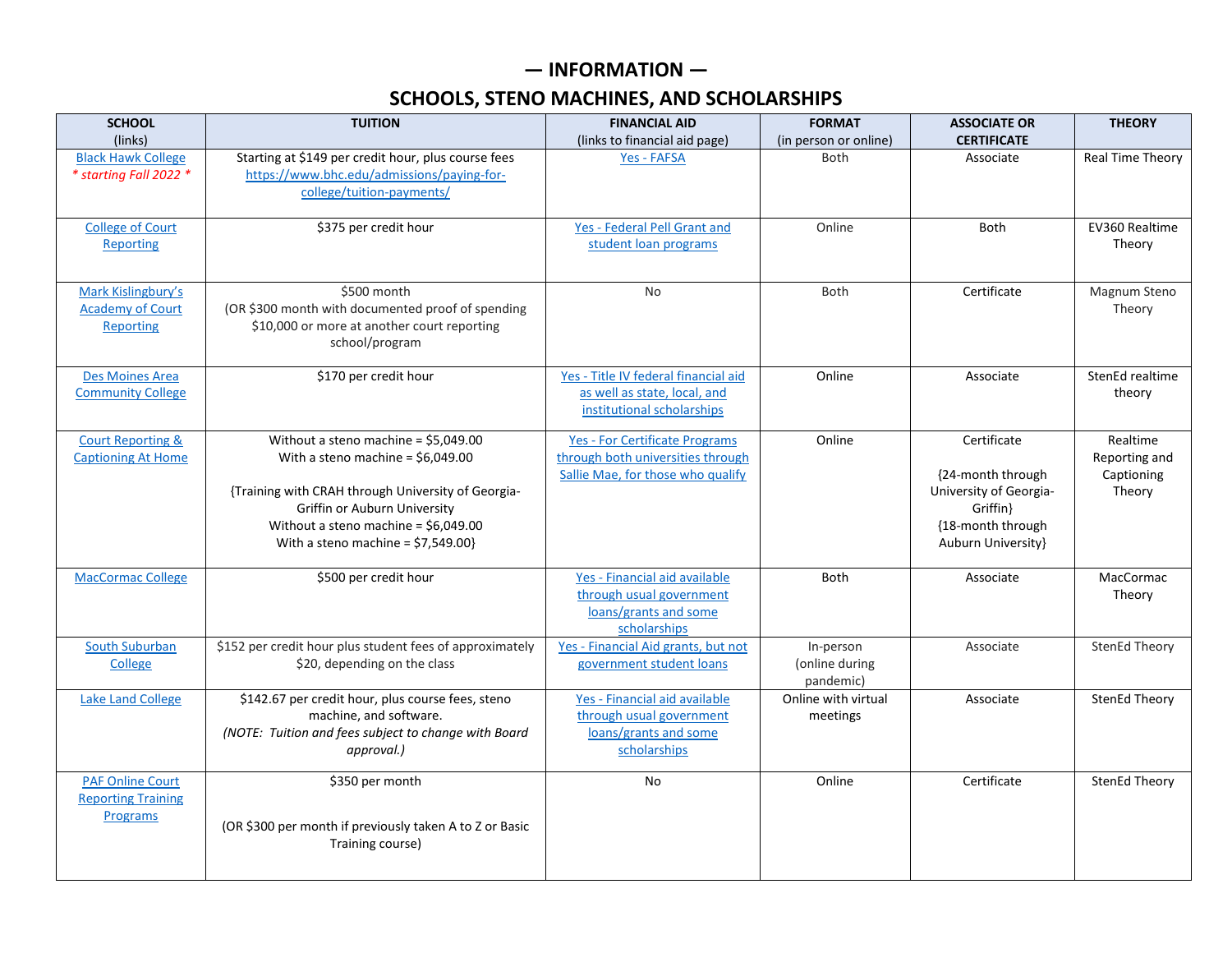# — INFORMATION —

## SCHOOLS, STENO MACHINES, AND SCHOLARSHIPS

| SCHOOL (links) | TUITION | FINANCIAL AID (links to financial aid page) | FORMAT (in person or online) | ASSOCIATE OR CERTIFICATE | THEORY |
|---|---|---|---|---|---|
| Black Hawk College *\* starting Fall 2022 \** | Starting at $149 per credit hour, plus course fees https://www.bhc.edu/admissions/paying-for-college/tuition-payments/ | Yes - FAFSA | Both | Associate | Real Time Theory |
| College of Court Reporting | $375 per credit hour | Yes - Federal Pell Grant and student loan programs | Online | Both | EV360 Realtime Theory |
| Mark Kislingbury's Academy of Court Reporting | $500 month (OR $300 month with documented proof of spending $10,000 or more at another court reporting school/program | No | Both | Certificate | Magnum Steno Theory |
| Des Moines Area Community College | $170 per credit hour | Yes - Title IV federal financial aid as well as state, local, and institutional scholarships | Online | Associate | StenEd realtime theory |
| Court Reporting & Captioning At Home | Without a steno machine = $5,049.00<br>With a steno machine = $6,049.00<br><br>{Training with CRAH through University of Georgia-Griffin or Auburn University<br>Without a steno machine = $6,049.00<br>With a steno machine = $7,549.00} | Yes - For Certificate Programs through both universities through Sallie Mae, for those who qualify | Online | Certificate<br><br>{24-month through University of Georgia-Griffin}<br>{18-month through Auburn University} | Realtime Reporting and Captioning Theory |
| MacCormac College | $500 per credit hour | Yes - Financial aid available through usual government loans/grants and some scholarships | Both | Associate | MacCormac Theory |
| South Suburban College | $152 per credit hour plus student fees of approximately $20, depending on the class | Yes - Financial Aid grants, but not government student loans | In-person (online during pandemic) | Associate | StenEd Theory |
| Lake Land College | $142.67 per credit hour, plus course fees, steno machine, and software. *(NOTE: Tuition and fees subject to change with Board approval.)* | Yes - Financial aid available through usual government loans/grants and some scholarships | Online with virtual meetings | Associate | StenEd Theory |
| PAF Online Court Reporting Training Programs | $350 per month<br><br>(OR $300 per month if previously taken A to Z or Basic Training course) | No | Online | Certificate | StenEd Theory |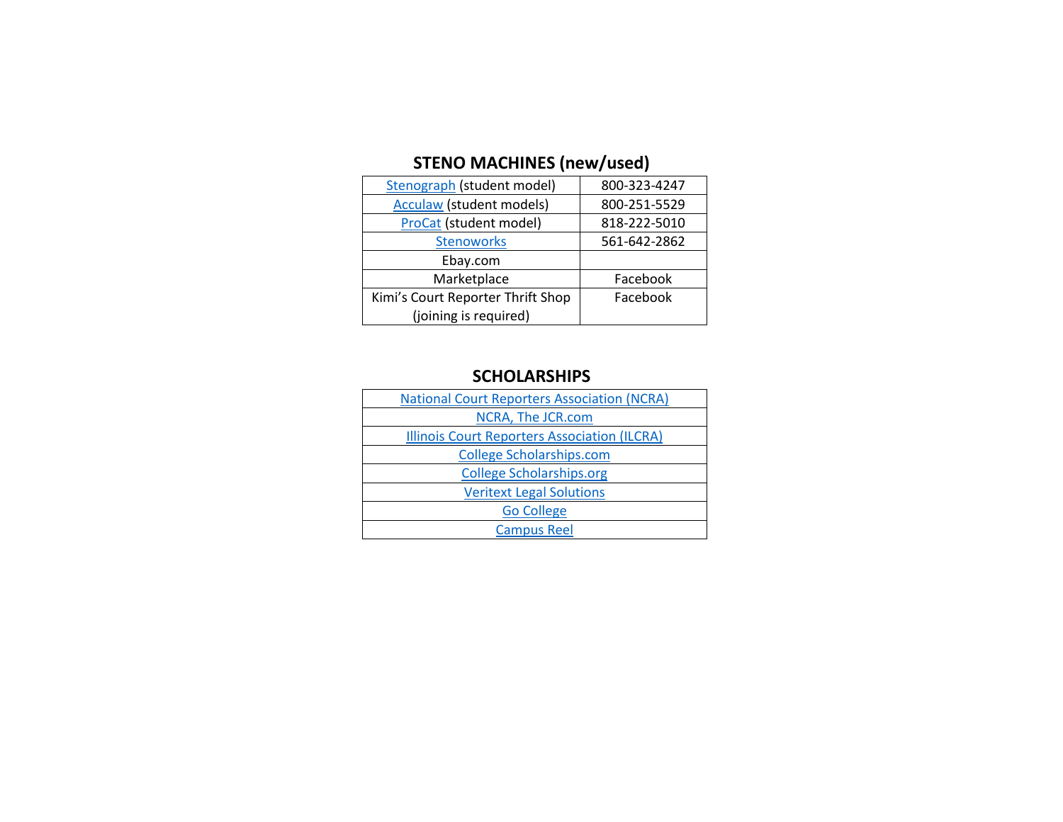## STENO MACHINES (new/used)

| | |
|---|---|
| Stenograph (student model) | 800-323-4247 |
| Acculaw (student models) | 800-251-5529 |
| ProCat (student model) | 818-222-5010 |
| Stenoworks | 561-642-2862 |
| Ebay.com | |
| Marketplace | Facebook |
| Kimi's Court Reporter Thrift Shop (joining is required) | Facebook |

## SCHOLARSHIPS

| |
|---|
| National Court Reporters Association (NCRA) |
| NCRA, The JCR.com |
| Illinois Court Reporters Association (ILCRA) |
| College Scholarships.com |
| College Scholarships.org |
| Veritext Legal Solutions |
| Go College |
| Campus Reel |